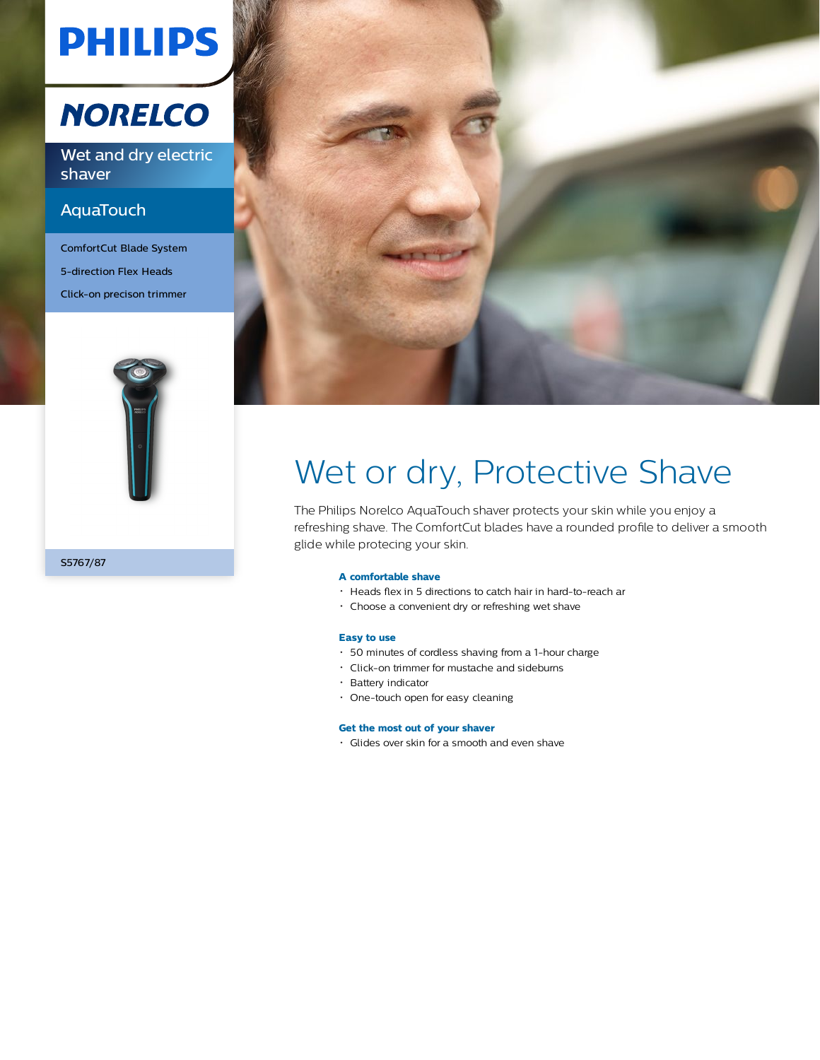PHILIPS

NORELCO

Wet and dry electric shaver

AquaTouch

ComfortCut Blade System

5-direction Flex Heads

Click-on precison trimmer

S5767/87

# Wet or dry, Protective Shave

The Philips Norelco AquaTouch shaver protects your skin while you enjoy a refreshing shave. The ComfortCut blades have a rounded profile to deliver a smooth glide while protecing your skin.

**A comfortable shave**

- Heads flex in 5 directions to catch hair in hard-to-reach ar
- Choose a convenient dry or refreshing wet shave

**Easy to use**

- 50 minutes of cordless shaving from a 1-hour charge
- Click-on trimmer for mustache and sideburns
- Battery indicator
- One-touch open for easy cleaning

**Get the most out of your shaver**

- Glides over skin for a smooth and even shave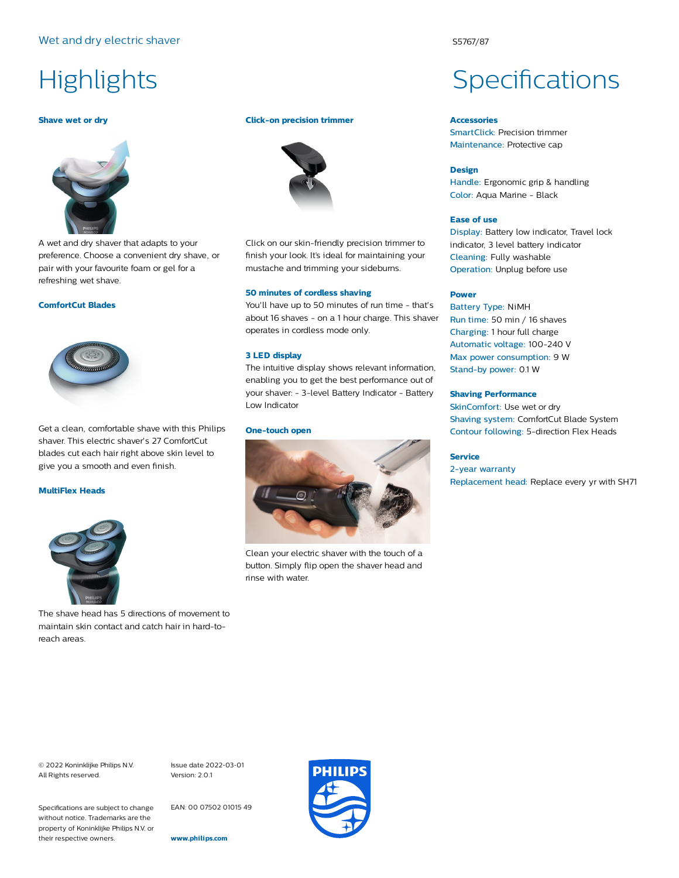Wet and dry electric shaver

S5767/87

# Highlights

### Shave wet or dry

A wet and dry shaver that adapts to your preference. Choose a convenient dry shave, or pair with your favourite foam or gel for a refreshing wet shave.

### ComfortCut Blades

Get a clean, comfortable shave with this Philips shaver. This electric shaver's 27 ComfortCut blades cut each hair right above skin level to give you a smooth and even finish.

### MultiFlex Heads

The shave head has 5 directions of movement to maintain skin contact and catch hair in hard-to-reach areas.

### Click-on precision trimmer

Click on our skin-friendly precision trimmer to finish your look. It's ideal for maintaining your mustache and trimming your sideburns.

### 50 minutes of cordless shaving

You'll have up to 50 minutes of run time - that's about 16 shaves - on a 1 hour charge. This shaver operates in cordless mode only.

### 3 LED display

The intuitive display shows relevant information, enabling you to get the best performance out of your shaver: - 3-level Battery Indicator - Battery Low Indicator

### One-touch open

Clean your electric shaver with the touch of a button. Simply flip open the shaver head and rinse with water.

# Specifications

### Accessories

- SmartClick: Precision trimmer
- Maintenance: Protective cap

### Design

- Handle: Ergonomic grip & handling
- Color: Aqua Marine - Black

### Ease of use

- Display: Battery low indicator, Travel lock indicator, 3 level battery indicator
- Cleaning: Fully washable
- Operation: Unplug before use

### Power

- Battery Type: NiMH
- Run time: 50 min / 16 shaves
- Charging: 1 hour full charge
- Automatic voltage: 100-240 V
- Max power consumption: 9 W
- Stand-by power: 0.1 W

### Shaving Performance

- SkinComfort: Use wet or dry
- Shaving system: ComfortCut Blade System
- Contour following: 5-direction Flex Heads

### Service

- 2-year warranty
- Replacement head: Replace every yr with SH71

© 2022 Koninklijke Philips N.V.
All Rights reserved.

Specifications are subject to change without notice. Trademarks are the property of Koninklijke Philips N.V. or their respective owners.

Issue date 2022-03-01
Version: 2.0.1

EAN: 00 07502 01015 49

www.philips.com